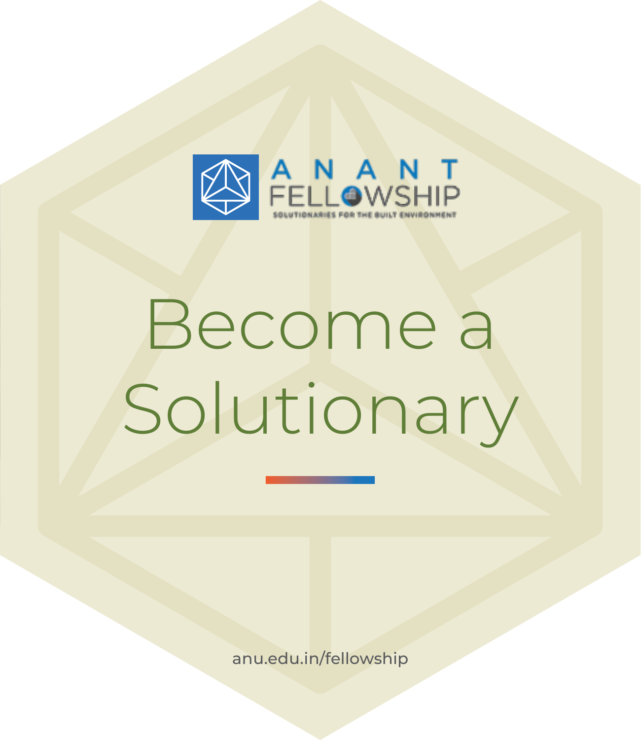ANANT FELLOWSHIP

SOLUTIONARIES FOR THE BUILT ENVIRONMENT

# Become a Solutionary

anu.edu.in/fellowship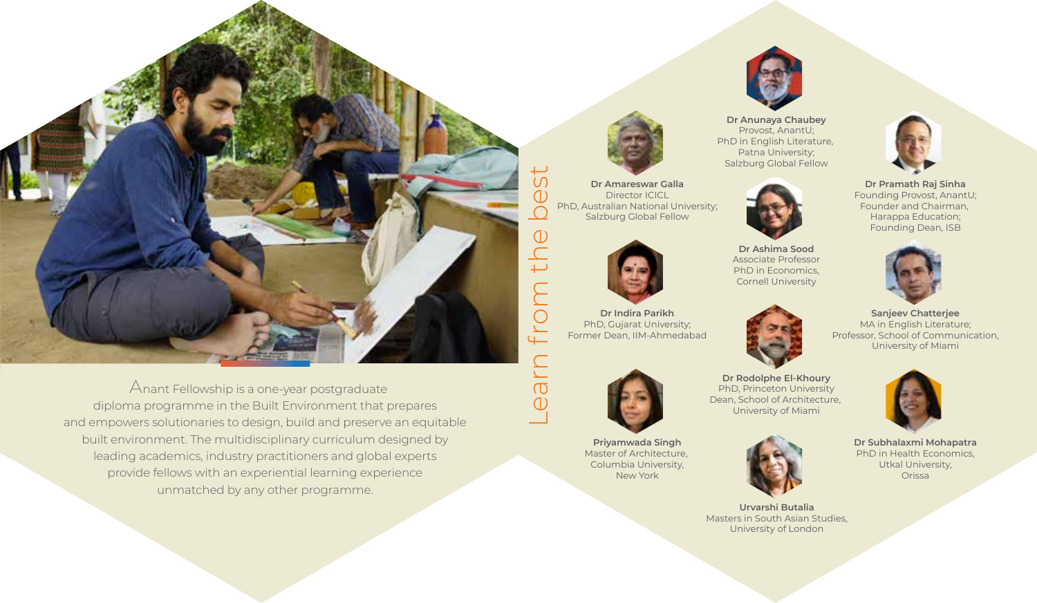Anant Fellowship is a one-year postgraduate diploma programme in the Built Environment that prepares and empowers solutionaries to design, build and preserve an equitable built environment. The multidisciplinary curriculum designed by leading academics, industry practitioners and global experts provide fellows with an experiential learning experience unmatched by any other programme.

## Learn from the best

**Dr Anunaya Chaubey**
Provost, AnantU;
PhD in English Literature, Patna University;
Salzburg Global Fellow

**Dr Amareswar Galla**
Director ICICL
PhD, Australian National University;
Salzburg Global Fellow

**Dr Pramath Raj Sinha**
Founding Provost, AnantU;
Founder and Chairman, Harappa Education;
Founding Dean, ISB

**Dr Ashima Sood**
Associate Professor
PhD in Economics, Cornell University

**Dr Indira Parikh**
PhD, Gujarat University;
Former Dean, IIM-Ahmedabad

**Sanjeev Chatterjee**
MA in English Literature;
Professor, School of Communication, University of Miami

**Dr Rodolphe El-Khoury**
PhD, Princeton University
Dean, School of Architecture, University of Miami

**Priyamwada Singh**
Master of Architecture, Columbia University, New York

**Dr Subhalaxmi Mohapatra**
PhD in Health Economics, Utkal University, Orissa

**Urvarshi Butalia**
Masters in South Asian Studies, University of London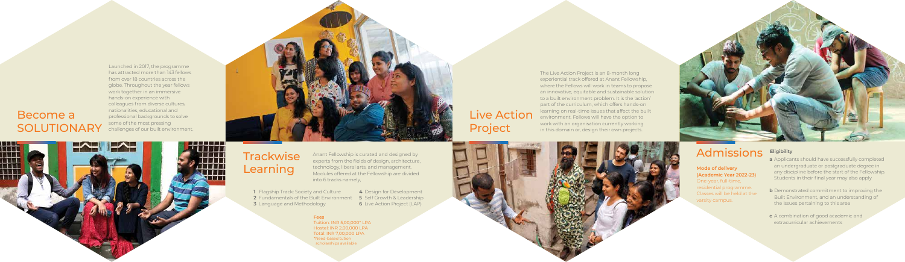## Become a SOLUTIONARY

Launched in 2017, the programme has attracted more than 143 fellows from over 18 countries across the globe. Throughout the year fellows work together in an immersive hands-on experience with colleagues from diverse cultures, nationalities, educational and professional backgrounds to solve some of the most pressing challenges of our built environment.

## Trackwise Learning

Anant Fellowship is curated and designed by experts from the fields of design, architecture, technology, liberal arts, and management. Modules offered at the Fellowship are divided into 6 tracks namely,

1 Flagship Track: Society and Culture
2 Fundamentals of the Built Environment
3 Language and Methodology
4 Design for Development
5 Self Growth & Leadership
6 Live Action Project (LAP)

**Fees**
Tuition: INR 5,00,000* LPA
Hostel: INR 2,00,000 LPA
Total: INR 7,00,000 LPA
*Need-based tuition scholarships available

## Live Action Project

The Live Action Project is an 8-month long experiential track offered at Anant Fellowship, where the Fellows will work in teams to propose an innovative, equitable and sustainable solution to a built environment problem. It is the 'action' part of the curriculum, which offers hands-on learning on real-time issues that affect the built environment. Fellows will have the option to work with an organisation currently working in this domain or, design their own projects.

## Admissions

**Mode of delivery (Academic Year 2022-23)**
One-year, full-time, residential programme. Classes will be held at the varsity campus.

**Eligibility**

a Applicants should have successfully completed an undergraduate or postgraduate degree in any discipline before the start of the Fellowship. Students in their final year may also apply

b Demonstrated commitment to improving the Built Environment, and an understanding of the issues pertaining to this area

c A combination of good academic and extracurricular achievements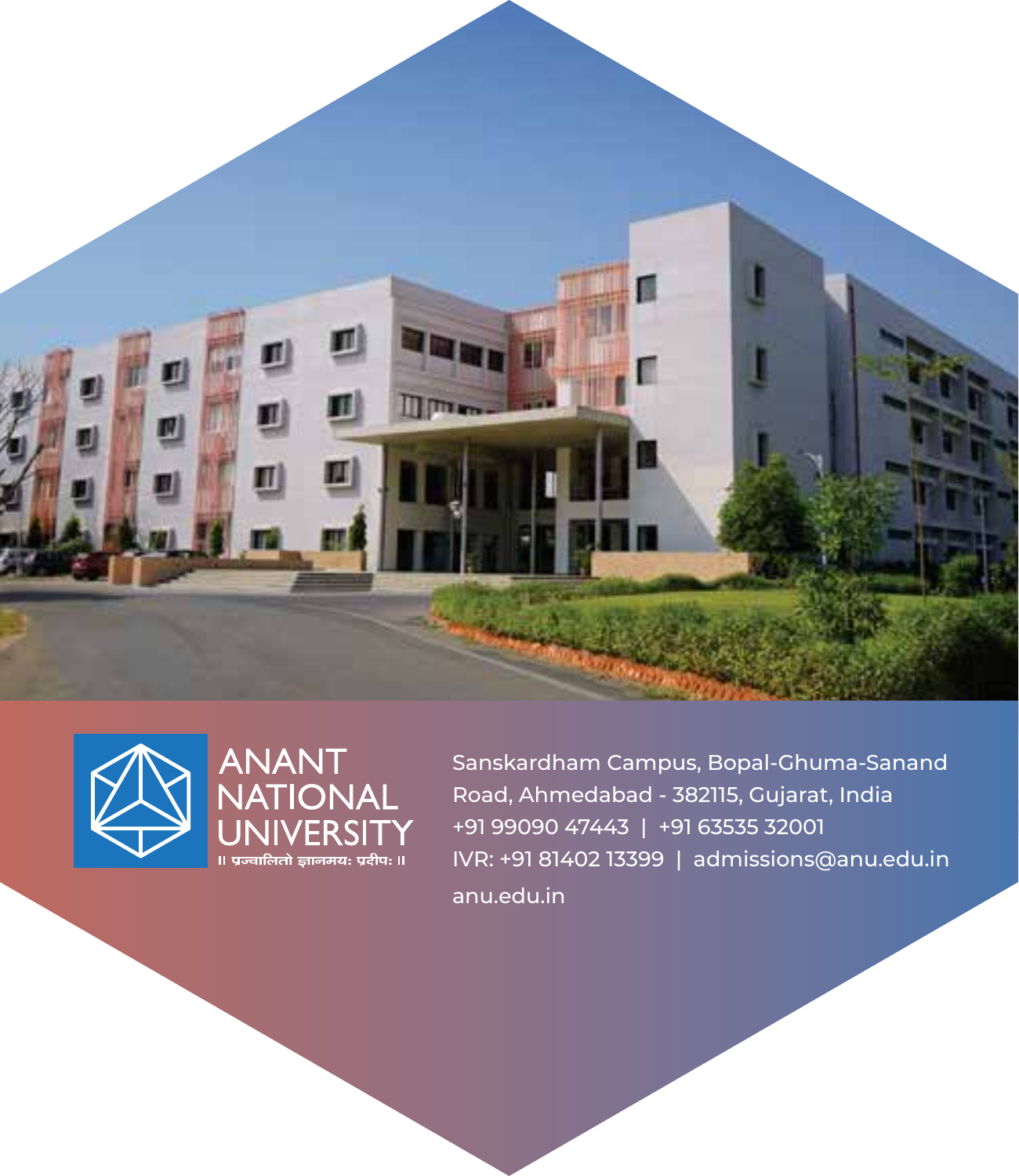ANANT NATIONAL UNIVERSITY

॥ प्रज्वालितो ज्ञानमयः प्रदीपः ॥

Sanskardham Campus, Bopal-Ghuma-Sanand Road, Ahmedabad - 382115, Gujarat, India

+91 99090 47443 | +91 63535 32001

IVR: +91 81402 13399 | admissions@anu.edu.in

anu.edu.in